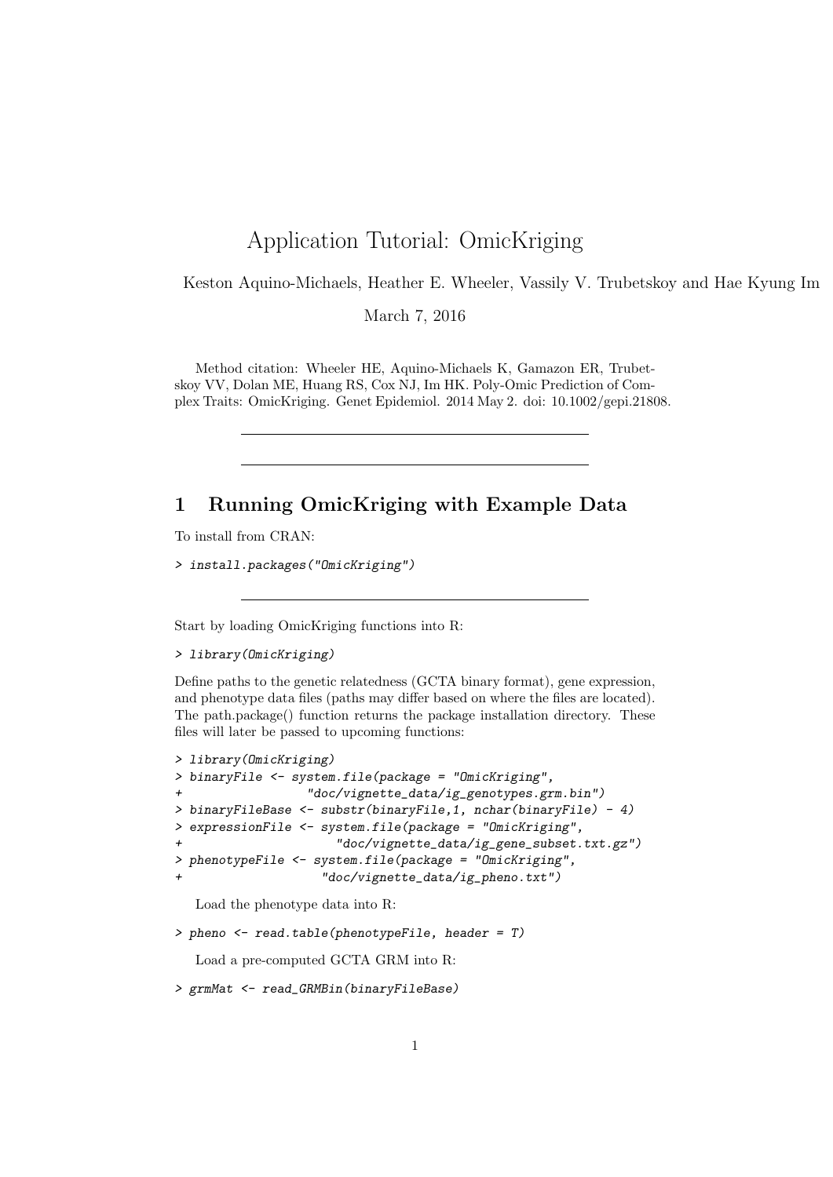# Application Tutorial: OmicKriging

Keston Aquino-Michaels, Heather E. Wheeler, Vassily V. Trubetskoy and Hae Kyung Im

March 7, 2016

Method citation: Wheeler HE, Aquino-Michaels K, Gamazon ER, Trubetskoy VV, Dolan ME, Huang RS, Cox NJ, Im HK. Poly-Omic Prediction of Complex Traits: OmicKriging. Genet Epidemiol. 2014 May 2. doi: 10.1002/gepi.21808.

---

---

## 1 Running OmicKriging with Example Data

To install from CRAN:

```
> install.packages("OmicKriging")
```

---

Start by loading OmicKriging functions into R:

```
> library(OmicKriging)
```

Define paths to the genetic relatedness (GCTA binary format), gene expression, and phenotype data files (paths may differ based on where the files are located). The path.package() function returns the package installation directory. These files will later be passed to upcoming functions:

```
> library(OmicKriging)
> binaryFile <- system.file(package = "OmicKriging",
+                 "doc/vignette_data/ig_genotypes.grm.bin")
> binaryFileBase <- substr(binaryFile,1, nchar(binaryFile) - 4)
> expressionFile <- system.file(package = "OmicKriging",
+                     "doc/vignette_data/ig_gene_subset.txt.gz")
> phenotypeFile <- system.file(package = "OmicKriging",
+                   "doc/vignette_data/ig_pheno.txt")
```

Load the phenotype data into R:

```
> pheno <- read.table(phenotypeFile, header = T)
```

Load a pre-computed GCTA GRM into R:

```
> grmMat <- read_GRMBin(binaryFileBase)
```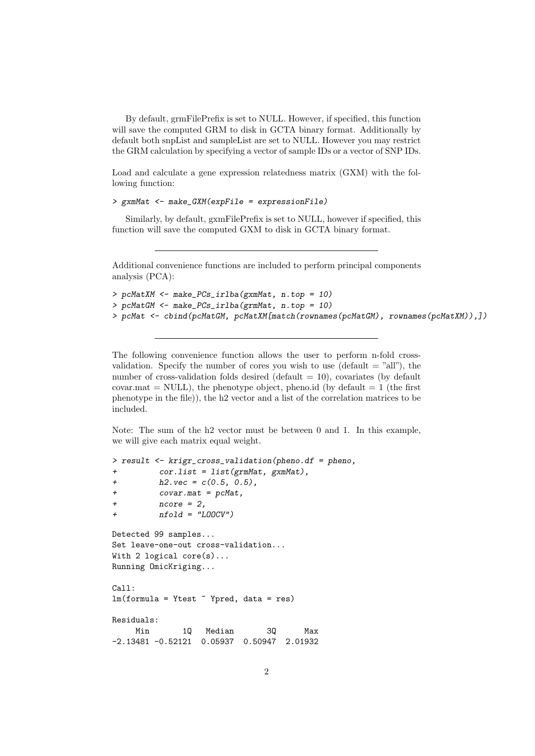By default, grmFilePrefix is set to NULL. However, if specified, this function will save the computed GRM to disk in GCTA binary format. Additionally by default both snpList and sampleList are set to NULL. However you may restrict the GRM calculation by specifying a vector of sample IDs or a vector of SNP IDs.

Load and calculate a gene expression relatedness matrix (GXM) with the following function:

```
> gxmMat <- make_GXM(expFile = expressionFile)
```

Similarly, by default, gxmFilePrefix is set to NULL, however if specified, this function will save the computed GXM to disk in GCTA binary format.

---

Additional convenience functions are included to perform principal components analysis (PCA):

```
> pcMatXM <- make_PCs_irlba(gxmMat, n.top = 10)
> pcMatGM <- make_PCs_irlba(grmMat, n.top = 10)
> pcMat <- cbind(pcMatGM, pcMatXM[match(rownames(pcMatGM), rownames(pcMatXM)),])
```

---

The following convenience function allows the user to perform n-fold cross-validation. Specify the number of cores you wish to use (default = "all"), the number of cross-validation folds desired (default = 10), covariates (by default covar.mat = NULL), the phenotype object, pheno.id (by default = 1 (the first phenotype in the file)), the h2 vector and a list of the correlation matrices to be included.

Note: The sum of the h2 vector must be between 0 and 1. In this example, we will give each matrix equal weight.

```
> result <- krigr_cross_validation(pheno.df = pheno,
+         cor.list = list(grmMat, gxmMat),
+         h2.vec = c(0.5, 0.5),
+         covar.mat = pcMat,
+         ncore = 2,
+         nfold = "LOOCV")

Detected 99 samples...
Set leave-one-out cross-validation...
With 2 logical core(s)...
Running OmicKriging...

Call:
lm(formula = Ytest ~ Ypred, data = res)

Residuals:
     Min       1Q   Median       3Q      Max
-2.13481 -0.52121  0.05937  0.50947  2.01932
```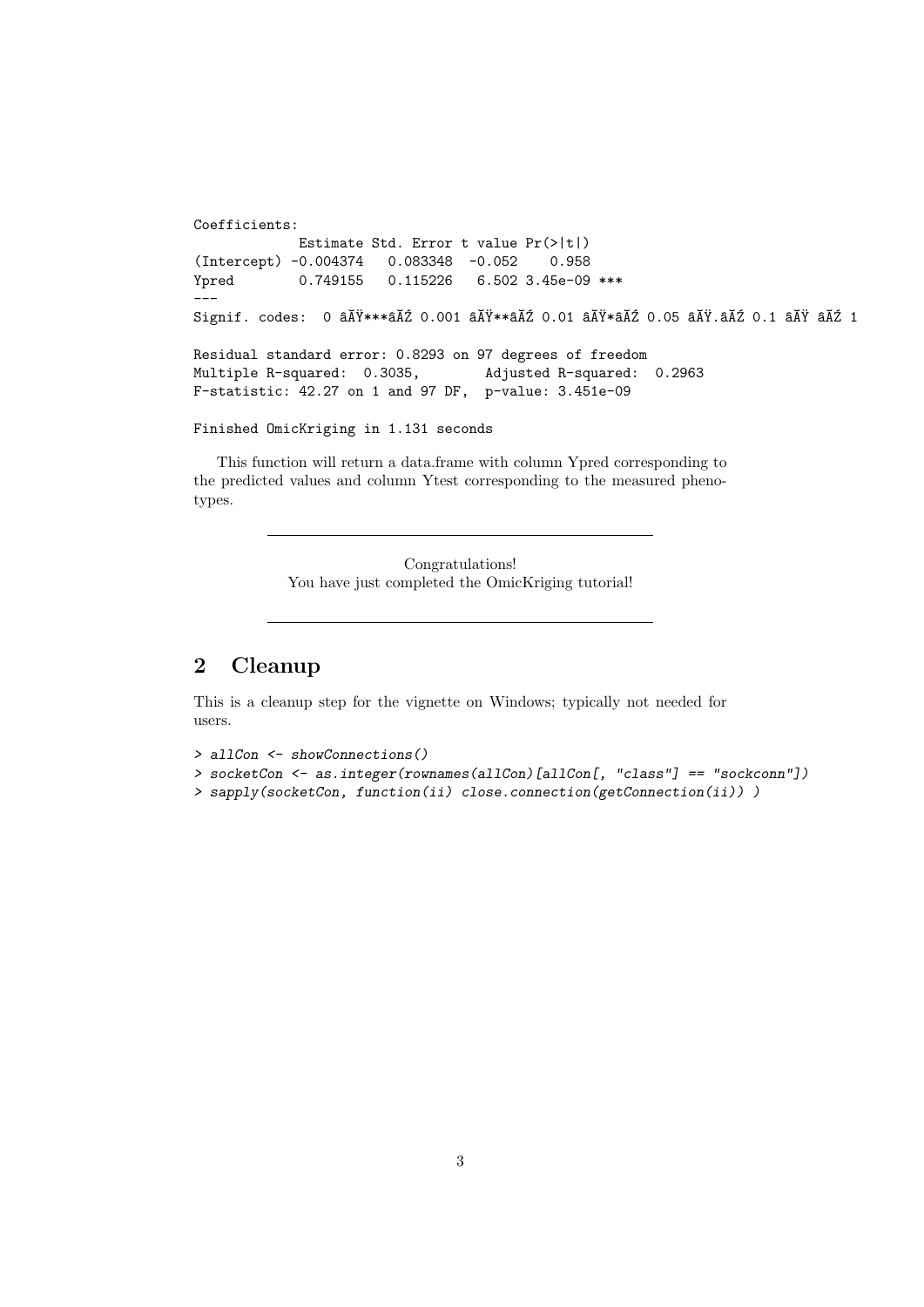```
Coefficients:
             Estimate Std. Error t value Pr(>|t|)
(Intercept) -0.004374   0.083348  -0.052    0.958
Ypred        0.749155   0.115226   6.502 3.45e-09 ***
---
Signif. codes:  0 âĂŸ***âĂŹ 0.001 âĂŸ**âĂŹ 0.01 âĂŸ*âĂŹ 0.05 âĂŸ.âĂŹ 0.1 âĂŸ âĂŹ 1

Residual standard error: 0.8293 on 97 degrees of freedom
Multiple R-squared:  0.3035,	Adjusted R-squared:  0.2963
F-statistic: 42.27 on 1 and 97 DF,  p-value: 3.451e-09

Finished OmicKriging in 1.131 seconds
```

This function will return a data.frame with column Ypred corresponding to the predicted values and column Ytest corresponding to the measured phenotypes.

---

Congratulations!
You have just completed the OmicKriging tutorial!

---

## 2 Cleanup

This is a cleanup step for the vignette on Windows; typically not needed for users.

```
> allCon <- showConnections()
> socketCon <- as.integer(rownames(allCon)[allCon[, "class"] == "sockconn"])
> sapply(socketCon, function(ii) close.connection(getConnection(ii)) )
```